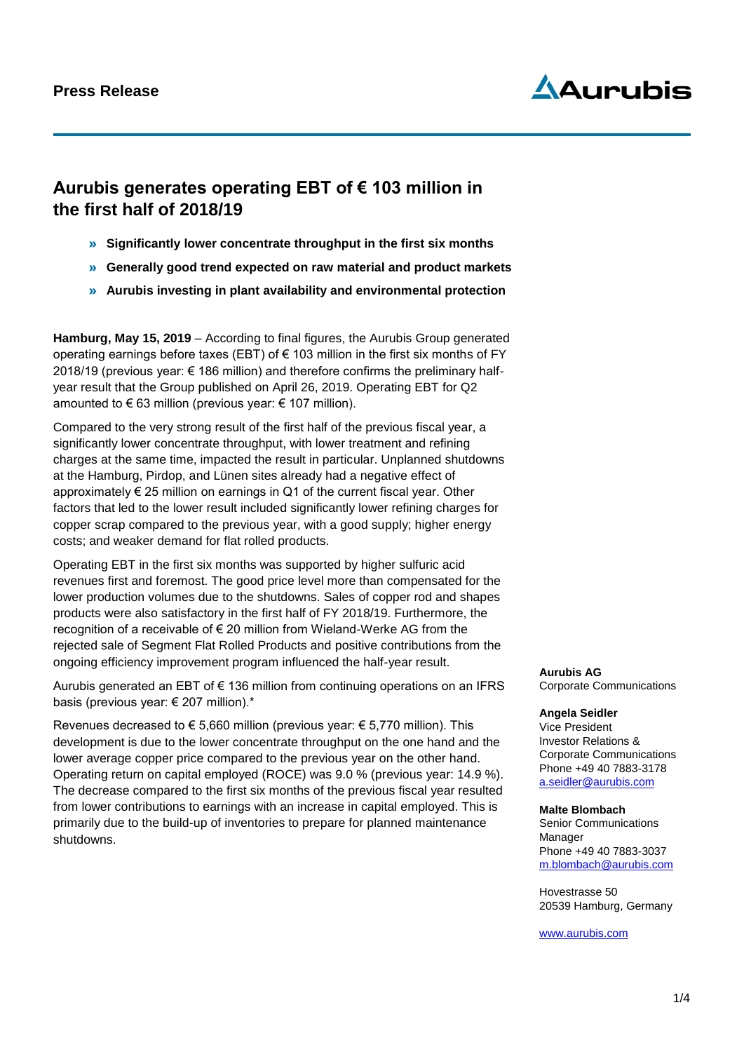**Press Release**

# Aurubis generates operating EBT of € 103 million in the first half of 2018/19

- **Significantly lower concentrate throughput in the first six months**
- **Generally good trend expected on raw material and product markets**
- **Aurubis investing in plant availability and environmental protection**

**Hamburg, May 15, 2019** – According to final figures, the Aurubis Group generated operating earnings before taxes (EBT) of € 103 million in the first six months of FY 2018/19 (previous year: € 186 million) and therefore confirms the preliminary half-year result that the Group published on April 26, 2019. Operating EBT for Q2 amounted to € 63 million (previous year: € 107 million).

Compared to the very strong result of the first half of the previous fiscal year, a significantly lower concentrate throughput, with lower treatment and refining charges at the same time, impacted the result in particular. Unplanned shutdowns at the Hamburg, Pirdop, and Lünen sites already had a negative effect of approximately € 25 million on earnings in Q1 of the current fiscal year. Other factors that led to the lower result included significantly lower refining charges for copper scrap compared to the previous year, with a good supply; higher energy costs; and weaker demand for flat rolled products.

Operating EBT in the first six months was supported by higher sulfuric acid revenues first and foremost. The good price level more than compensated for the lower production volumes due to the shutdowns. Sales of copper rod and shapes products were also satisfactory in the first half of FY 2018/19. Furthermore, the recognition of a receivable of € 20 million from Wieland-Werke AG from the rejected sale of Segment Flat Rolled Products and positive contributions from the ongoing efficiency improvement program influenced the half-year result.

Aurubis generated an EBT of € 136 million from continuing operations on an IFRS basis (previous year: € 207 million).*

Revenues decreased to € 5,660 million (previous year: € 5,770 million). This development is due to the lower concentrate throughput on the one hand and the lower average copper price compared to the previous year on the other hand. Operating return on capital employed (ROCE) was 9.0 % (previous year: 14.9 %). The decrease compared to the first six months of the previous fiscal year resulted from lower contributions to earnings with an increase in capital employed. This is primarily due to the build-up of inventories to prepare for planned maintenance shutdowns.

**Aurubis AG**
Corporate Communications

**Angela Seidler**
Vice President
Investor Relations &
Corporate Communications
Phone +49 40 7883-3178
a.seidler@aurubis.com

**Malte Blombach**
Senior Communications
Manager
Phone +49 40 7883-3037
m.blombach@aurubis.com

Hovestrasse 50
20539 Hamburg, Germany

www.aurubis.com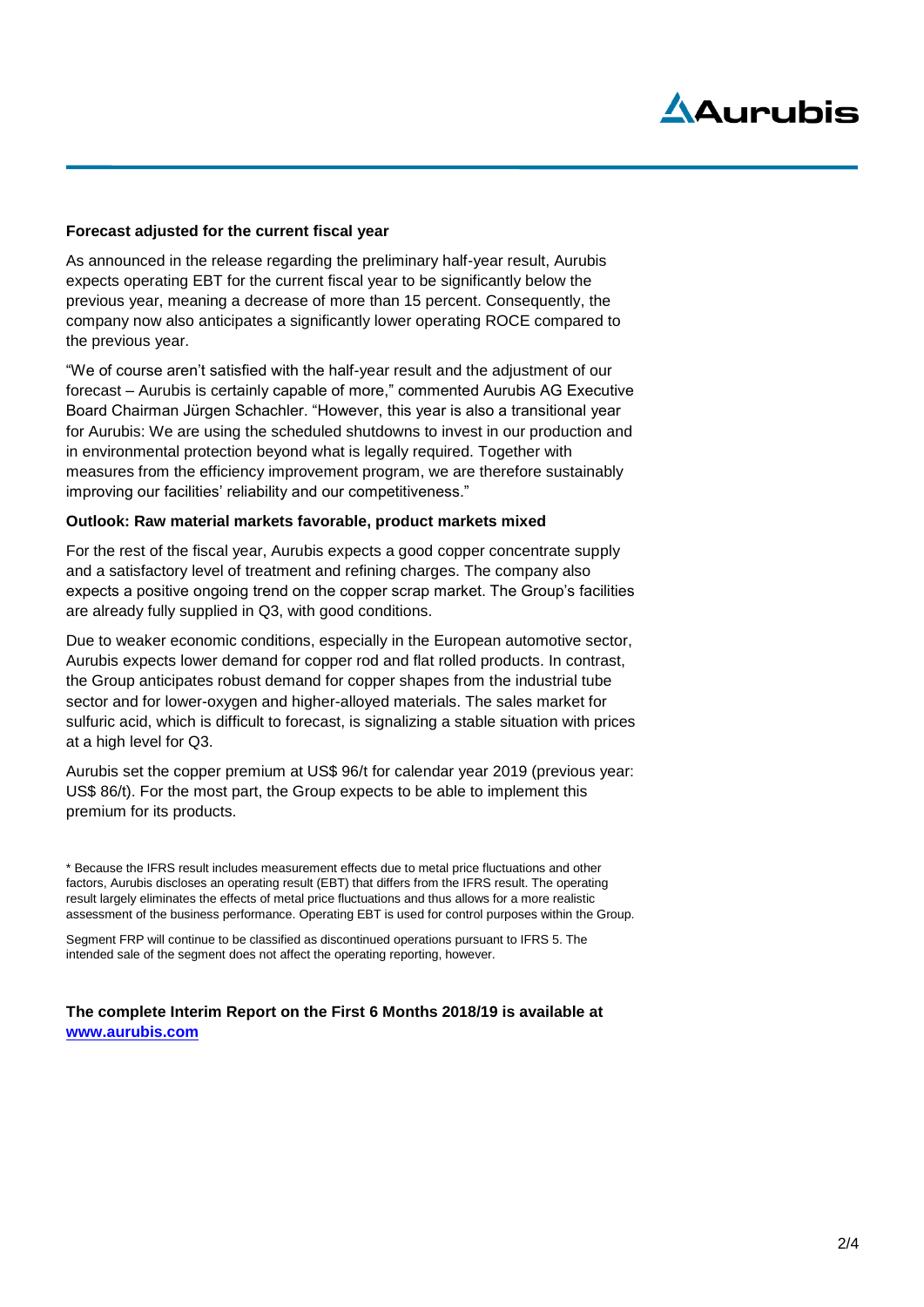**Forecast adjusted for the current fiscal year**

As announced in the release regarding the preliminary half-year result, Aurubis expects operating EBT for the current fiscal year to be significantly below the previous year, meaning a decrease of more than 15 percent. Consequently, the company now also anticipates a significantly lower operating ROCE compared to the previous year.

"We of course aren't satisfied with the half-year result and the adjustment of our forecast – Aurubis is certainly capable of more," commented Aurubis AG Executive Board Chairman Jürgen Schachler. "However, this year is also a transitional year for Aurubis: We are using the scheduled shutdowns to invest in our production and in environmental protection beyond what is legally required. Together with measures from the efficiency improvement program, we are therefore sustainably improving our facilities' reliability and our competitiveness."

**Outlook: Raw material markets favorable, product markets mixed**

For the rest of the fiscal year, Aurubis expects a good copper concentrate supply and a satisfactory level of treatment and refining charges. The company also expects a positive ongoing trend on the copper scrap market. The Group's facilities are already fully supplied in Q3, with good conditions.

Due to weaker economic conditions, especially in the European automotive sector, Aurubis expects lower demand for copper rod and flat rolled products. In contrast, the Group anticipates robust demand for copper shapes from the industrial tube sector and for lower-oxygen and higher-alloyed materials. The sales market for sulfuric acid, which is difficult to forecast, is signalizing a stable situation with prices at a high level for Q3.

Aurubis set the copper premium at US$ 96/t for calendar year 2019 (previous year: US$ 86/t). For the most part, the Group expects to be able to implement this premium for its products.

\* Because the IFRS result includes measurement effects due to metal price fluctuations and other factors, Aurubis discloses an operating result (EBT) that differs from the IFRS result. The operating result largely eliminates the effects of metal price fluctuations and thus allows for a more realistic assessment of the business performance. Operating EBT is used for control purposes within the Group.

Segment FRP will continue to be classified as discontinued operations pursuant to IFRS 5. The intended sale of the segment does not affect the operating reporting, however.

**The complete Interim Report on the First 6 Months 2018/19 is available at [www.aurubis.com](http://www.aurubis.com)**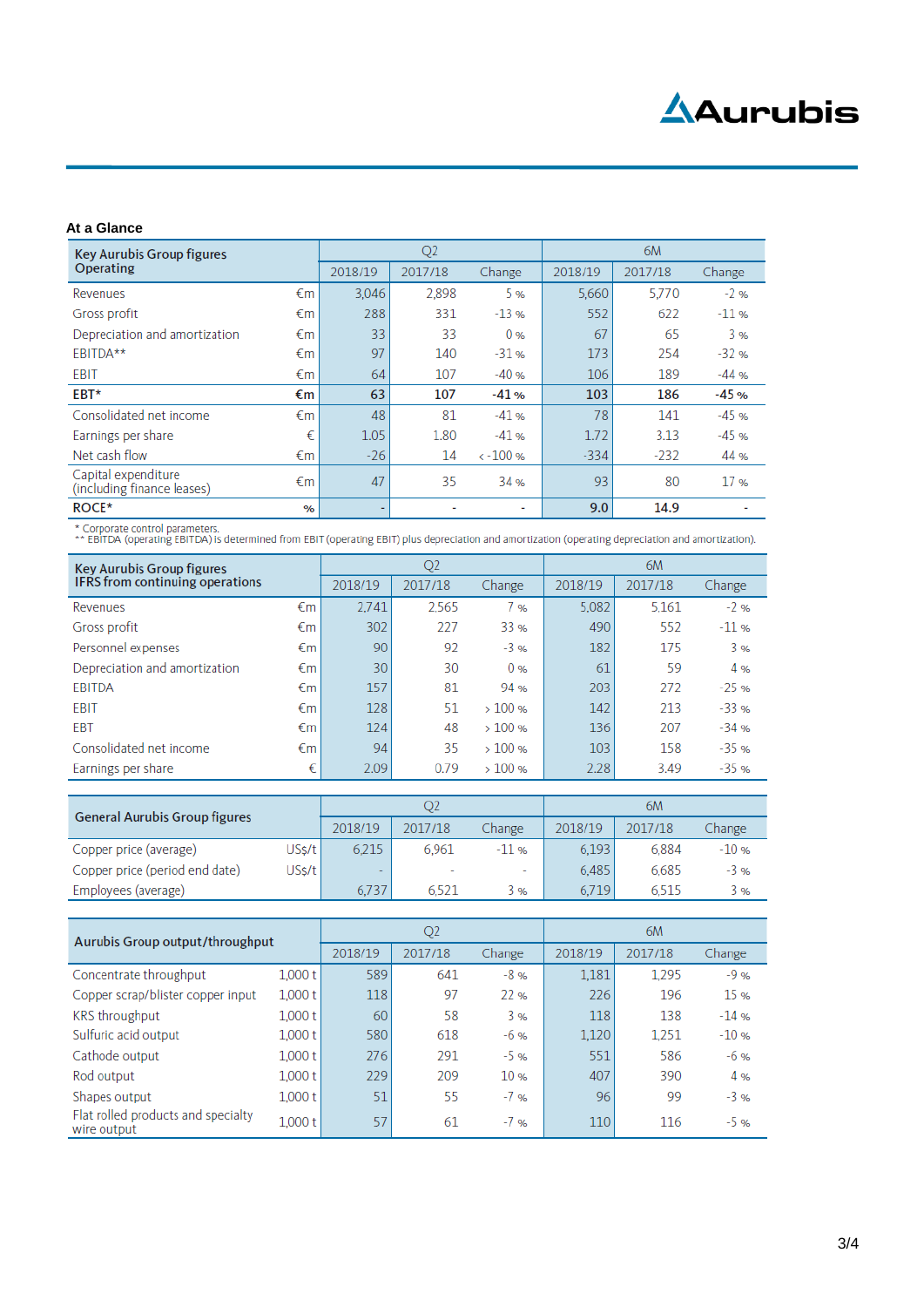## At a Glance

| Key Aurubis Group figures Operating | | Q2 | | | 6M | | |
|---|---|---|---|---|---|---|---|
| | | 2018/19 | 2017/18 | Change | 2018/19 | 2017/18 | Change |
| Revenues | €m | 3,046 | 2,898 | 5 % | 5,660 | 5,770 | -2 % |
| Gross profit | €m | 288 | 331 | -13 % | 552 | 622 | -11 % |
| Depreciation and amortization | €m | 33 | 33 | 0 % | 67 | 65 | 3 % |
| EBITDA** | €m | 97 | 140 | -31 % | 173 | 254 | -32 % |
| EBIT | €m | 64 | 107 | -40 % | 106 | 189 | -44 % |
| **EBT*** | **€m** | **63** | **107** | **-41 %** | **103** | **186** | **-45 %** |
| Consolidated net income | €m | 48 | 81 | -41 % | 78 | 141 | -45 % |
| Earnings per share | € | 1.05 | 1.80 | -41 % | 1.72 | 3.13 | -45 % |
| Net cash flow | €m | -26 | 14 | < -100 % | -334 | -232 | 44 % |
| Capital expenditure (including finance leases) | €m | 47 | 35 | 34 % | 93 | 80 | 17 % |
| **ROCE*** | **%** | - | - | - | **9.0** | **14.9** | - |

\* Corporate control parameters.
** EBITDA (operating EBITDA) is determined from EBIT (operating EBIT) plus depreciation and amortization (operating depreciation and amortization).

| Key Aurubis Group figures IFRS from continuing operations | | Q2 | | | 6M | | |
|---|---|---|---|---|---|---|---|
| | | 2018/19 | 2017/18 | Change | 2018/19 | 2017/18 | Change |
| Revenues | €m | 2,741 | 2,565 | 7 % | 5,082 | 5,161 | -2 % |
| Gross profit | €m | 302 | 227 | 33 % | 490 | 552 | -11 % |
| Personnel expenses | €m | 90 | 92 | -3 % | 182 | 175 | 3 % |
| Depreciation and amortization | €m | 30 | 30 | 0 % | 61 | 59 | 4 % |
| EBITDA | €m | 157 | 81 | 94 % | 203 | 272 | -25 % |
| EBIT | €m | 128 | 51 | > 100 % | 142 | 213 | -33 % |
| EBT | €m | 124 | 48 | > 100 % | 136 | 207 | -34 % |
| Consolidated net income | €m | 94 | 35 | > 100 % | 103 | 158 | -35 % |
| Earnings per share | € | 2.09 | 0.79 | > 100 % | 2.28 | 3.49 | -35 % |

| General Aurubis Group figures | | Q2 | | | 6M | | |
|---|---|---|---|---|---|---|---|
| | | 2018/19 | 2017/18 | Change | 2018/19 | 2017/18 | Change |
| Copper price (average) | US$/t | 6,215 | 6,961 | -11 % | 6,193 | 6,884 | -10 % |
| Copper price (period end date) | US$/t | - | - | - | 6,485 | 6,685 | -3 % |
| Employees (average) | | 6,737 | 6,521 | 3 % | 6,719 | 6,515 | 3 % |

| Aurubis Group output/throughput | | Q2 | | | 6M | | |
|---|---|---|---|---|---|---|---|
| | | 2018/19 | 2017/18 | Change | 2018/19 | 2017/18 | Change |
| Concentrate throughput | 1,000 t | 589 | 641 | -8 % | 1,181 | 1,295 | -9 % |
| Copper scrap/blister copper input | 1,000 t | 118 | 97 | 22 % | 226 | 196 | 15 % |
| KRS throughput | 1,000 t | 60 | 58 | 3 % | 118 | 138 | -14 % |
| Sulfuric acid output | 1,000 t | 580 | 618 | -6 % | 1,120 | 1,251 | -10 % |
| Cathode output | 1,000 t | 276 | 291 | -5 % | 551 | 586 | -6 % |
| Rod output | 1,000 t | 229 | 209 | 10 % | 407 | 390 | 4 % |
| Shapes output | 1,000 t | 51 | 55 | -7 % | 96 | 99 | -3 % |
| Flat rolled products and specialty wire output | 1,000 t | 57 | 61 | -7 % | 110 | 116 | -5 % |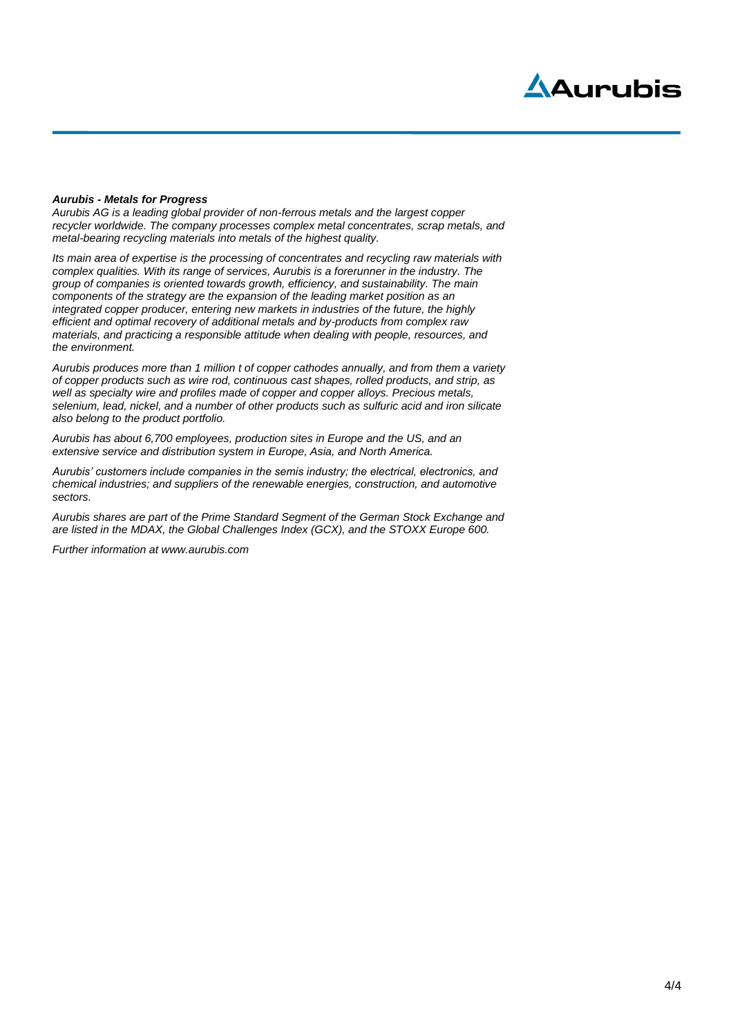***Aurubis - Metals for Progress***

*Aurubis AG is a leading global provider of non-ferrous metals and the largest copper recycler worldwide. The company processes complex metal concentrates, scrap metals, and metal-bearing recycling materials into metals of the highest quality.*

*Its main area of expertise is the processing of concentrates and recycling raw materials with complex qualities. With its range of services, Aurubis is a forerunner in the industry. The group of companies is oriented towards growth, efficiency, and sustainability. The main components of the strategy are the expansion of the leading market position as an integrated copper producer, entering new markets in industries of the future, the highly efficient and optimal recovery of additional metals and by-products from complex raw materials, and practicing a responsible attitude when dealing with people, resources, and the environment.*

*Aurubis produces more than 1 million t of copper cathodes annually, and from them a variety of copper products such as wire rod, continuous cast shapes, rolled products, and strip, as well as specialty wire and profiles made of copper and copper alloys. Precious metals, selenium, lead, nickel, and a number of other products such as sulfuric acid and iron silicate also belong to the product portfolio.*

*Aurubis has about 6,700 employees, production sites in Europe and the US, and an extensive service and distribution system in Europe, Asia, and North America.*

*Aurubis' customers include companies in the semis industry; the electrical, electronics, and chemical industries; and suppliers of the renewable energies, construction, and automotive sectors.*

*Aurubis shares are part of the Prime Standard Segment of the German Stock Exchange and are listed in the MDAX, the Global Challenges Index (GCX), and the STOXX Europe 600.*

*Further information at www.aurubis.com*